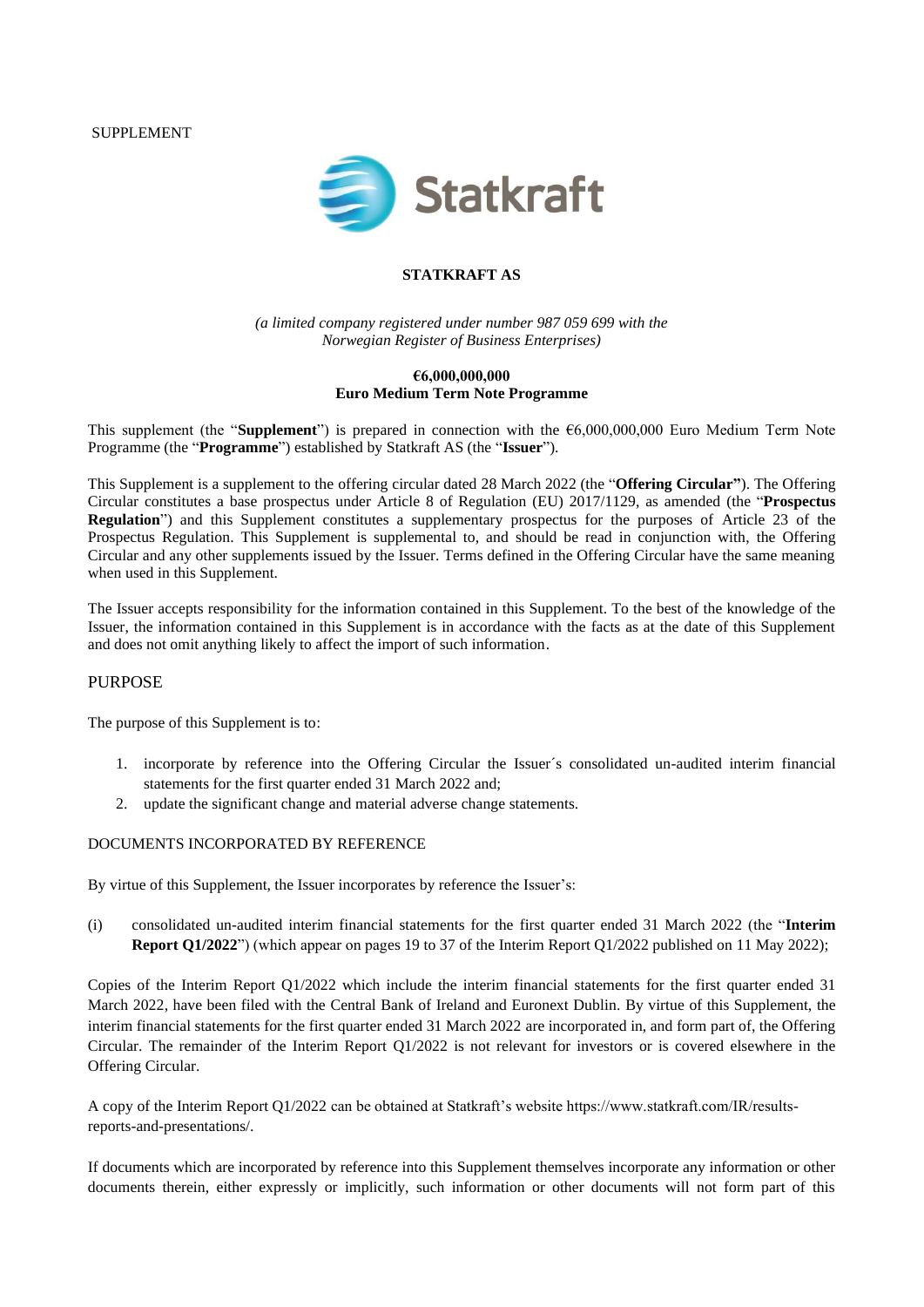SUPPLEMENT

**STATKRAFT AS**

*(a limited company registered under number 987 059 699 with the Norwegian Register of Business Enterprises)*

**€6,000,000,000**
**Euro Medium Term Note Programme**

This supplement (the "**Supplement**") is prepared in connection with the €6,000,000,000 Euro Medium Term Note Programme (the "**Programme**") established by Statkraft AS (the "**Issuer**").

This Supplement is a supplement to the offering circular dated 28 March 2022 (the "**Offering Circular"**). The Offering Circular constitutes a base prospectus under Article 8 of Regulation (EU) 2017/1129, as amended (the "**Prospectus Regulation**") and this Supplement constitutes a supplementary prospectus for the purposes of Article 23 of the Prospectus Regulation. This Supplement is supplemental to, and should be read in conjunction with, the Offering Circular and any other supplements issued by the Issuer. Terms defined in the Offering Circular have the same meaning when used in this Supplement.

The Issuer accepts responsibility for the information contained in this Supplement. To the best of the knowledge of the Issuer, the information contained in this Supplement is in accordance with the facts as at the date of this Supplement and does not omit anything likely to affect the import of such information.

## PURPOSE

The purpose of this Supplement is to:

1. incorporate by reference into the Offering Circular the Issuer´s consolidated un-audited interim financial statements for the first quarter ended 31 March 2022 and;
2. update the significant change and material adverse change statements.

## DOCUMENTS INCORPORATED BY REFERENCE

By virtue of this Supplement, the Issuer incorporates by reference the Issuer's:

(i) consolidated un-audited interim financial statements for the first quarter ended 31 March 2022 (the "**Interim Report Q1/2022**") (which appear on pages 19 to 37 of the Interim Report Q1/2022 published on 11 May 2022);

Copies of the Interim Report Q1/2022 which include the interim financial statements for the first quarter ended 31 March 2022, have been filed with the Central Bank of Ireland and Euronext Dublin. By virtue of this Supplement, the interim financial statements for the first quarter ended 31 March 2022 are incorporated in, and form part of, the Offering Circular. The remainder of the Interim Report Q1/2022 is not relevant for investors or is covered elsewhere in the Offering Circular.

A copy of the Interim Report Q1/2022 can be obtained at Statkraft's website https://www.statkraft.com/IR/results-reports-and-presentations/.

If documents which are incorporated by reference into this Supplement themselves incorporate any information or other documents therein, either expressly or implicitly, such information or other documents will not form part of this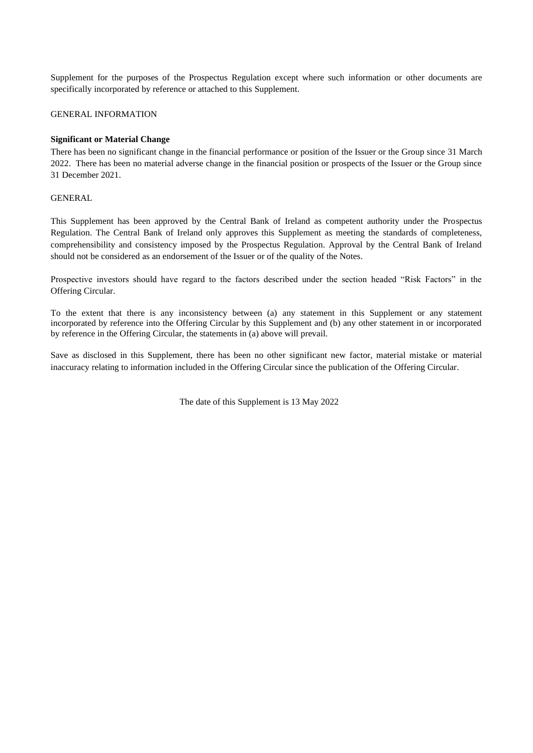Supplement for the purposes of the Prospectus Regulation except where such information or other documents are specifically incorporated by reference or attached to this Supplement.

## GENERAL INFORMATION

**Significant or Material Change**

There has been no significant change in the financial performance or position of the Issuer or the Group since 31 March 2022. There has been no material adverse change in the financial position or prospects of the Issuer or the Group since 31 December 2021.

## GENERAL

This Supplement has been approved by the Central Bank of Ireland as competent authority under the Prospectus Regulation. The Central Bank of Ireland only approves this Supplement as meeting the standards of completeness, comprehensibility and consistency imposed by the Prospectus Regulation. Approval by the Central Bank of Ireland should not be considered as an endorsement of the Issuer or of the quality of the Notes.

Prospective investors should have regard to the factors described under the section headed "Risk Factors" in the Offering Circular.

To the extent that there is any inconsistency between (a) any statement in this Supplement or any statement incorporated by reference into the Offering Circular by this Supplement and (b) any other statement in or incorporated by reference in the Offering Circular, the statements in (a) above will prevail.

Save as disclosed in this Supplement, there has been no other significant new factor, material mistake or material inaccuracy relating to information included in the Offering Circular since the publication of the Offering Circular.

The date of this Supplement is 13 May 2022